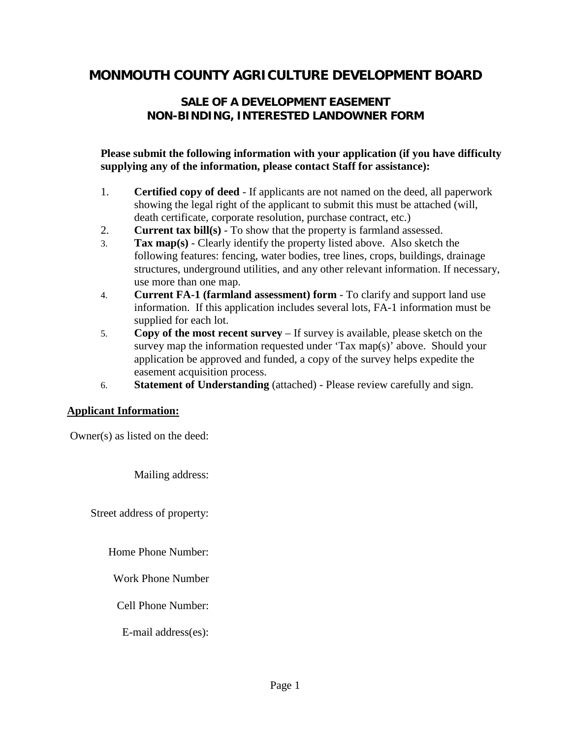# MONMOUTH COUNTY AGRICULTURE DEVELOPMENT BOARD

## SALE OF A DEVELOPMENT EASEMENT
## NON-BINDING, INTERESTED LANDOWNER FORM

**Please submit the following information with your application (if you have difficulty supplying any of the information, please contact Staff for assistance):**

1. **Certified copy of deed** - If applicants are not named on the deed, all paperwork showing the legal right of the applicant to submit this must be attached (will, death certificate, corporate resolution, purchase contract, etc.)
2. **Current tax bill(s)** - To show that the property is farmland assessed.
3. **Tax map(s)** - Clearly identify the property listed above. Also sketch the following features: fencing, water bodies, tree lines, crops, buildings, drainage structures, underground utilities, and any other relevant information. If necessary, use more than one map.
4. **Current FA-1 (farmland assessment) form** - To clarify and support land use information. If this application includes several lots, FA-1 information must be supplied for each lot.
5. **Copy of the most recent survey** – If survey is available, please sketch on the survey map the information requested under 'Tax map(s)' above. Should your application be approved and funded, a copy of the survey helps expedite the easement acquisition process.
6. **Statement of Understanding** (attached) - Please review carefully and sign.

**<u>Applicant Information:</u>**

Owner(s) as listed on the deed:

Mailing address:

Street address of property:

Home Phone Number:

Work Phone Number

Cell Phone Number:

E-mail address(es):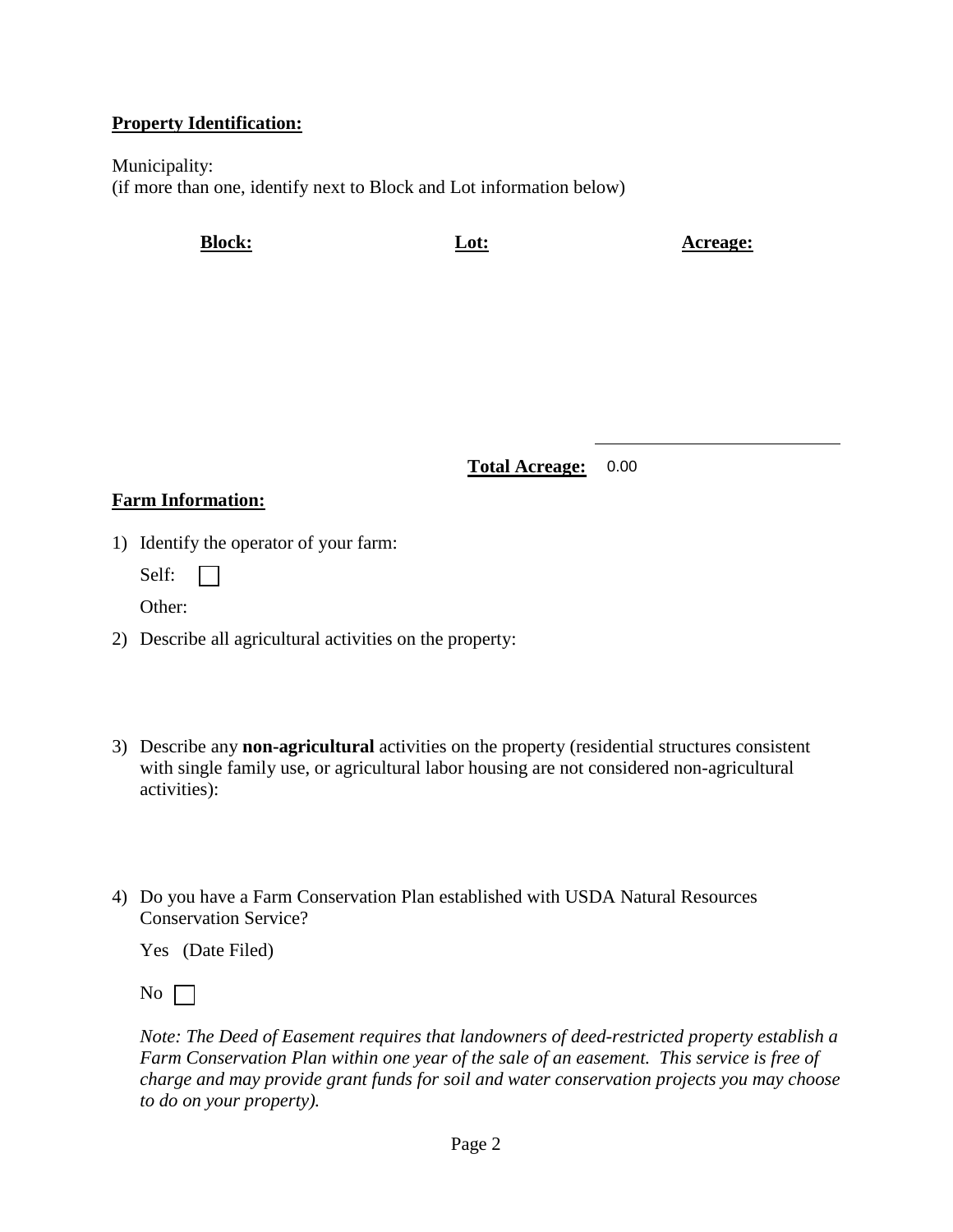**Property Identification:**

Municipality:
(if more than one, identify next to Block and Lot information below)

| **Block:** | **Lot:** | **Acreage:** |
|---|---|---|
| | **Total Acreage:** | 0.00 |

**Farm Information:**

1) Identify the operator of your farm:

   Self: ☐

   Other:

2) Describe all agricultural activities on the property:

3) Describe any **non-agricultural** activities on the property (residential structures consistent with single family use, or agricultural labor housing are not considered non-agricultural activities):

4) Do you have a Farm Conservation Plan established with USDA Natural Resources Conservation Service?

   Yes (Date Filed)

   No ☐

   *Note: The Deed of Easement requires that landowners of deed-restricted property establish a Farm Conservation Plan within one year of the sale of an easement. This service is free of charge and may provide grant funds for soil and water conservation projects you may choose to do on your property).*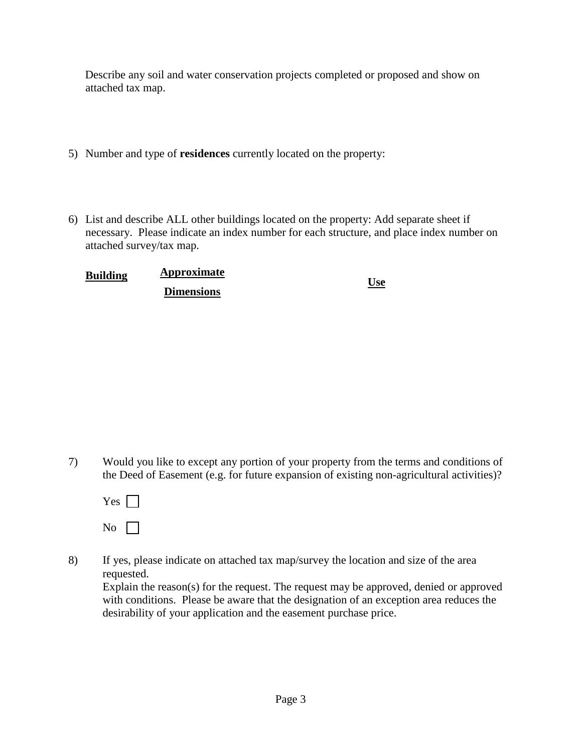Describe any soil and water conservation projects completed or proposed and show on attached tax map.

5) Number and type of **residences** currently located on the property:

6) List and describe ALL other buildings located on the property: Add separate sheet if necessary. Please indicate an index number for each structure, and place index number on attached survey/tax map.

| **Building** | **Approximate Dimensions** | **Use** |
|---|---|---|
| | | |

7) Would you like to except any portion of your property from the terms and conditions of the Deed of Easement (e.g. for future expansion of existing non-agricultural activities)?

Yes ☐

No ☐

8) If yes, please indicate on attached tax map/survey the location and size of the area requested.
Explain the reason(s) for the request. The request may be approved, denied or approved with conditions. Please be aware that the designation of an exception area reduces the desirability of your application and the easement purchase price.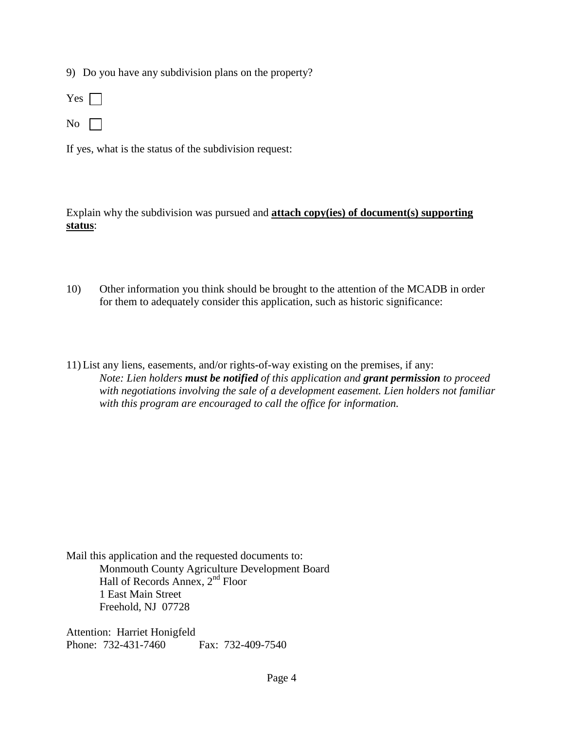9) Do you have any subdivision plans on the property?

Yes ☐

No ☐

If yes, what is the status of the subdivision request:

Explain why the subdivision was pursued and **attach copy(ies) of document(s) supporting status**:

10) Other information you think should be brought to the attention of the MCADB in order for them to adequately consider this application, such as historic significance:

11) List any liens, easements, and/or rights-of-way existing on the premises, if any:
*Note: Lien holders **must be notified** of this application and **grant permission** to proceed with negotiations involving the sale of a development easement. Lien holders not familiar with this program are encouraged to call the office for information.*

Mail this application and the requested documents to:
Monmouth County Agriculture Development Board
Hall of Records Annex, 2nd Floor
1 East Main Street
Freehold, NJ 07728

Attention: Harriet Honigfeld
Phone: 732-431-7460 Fax: 732-409-7540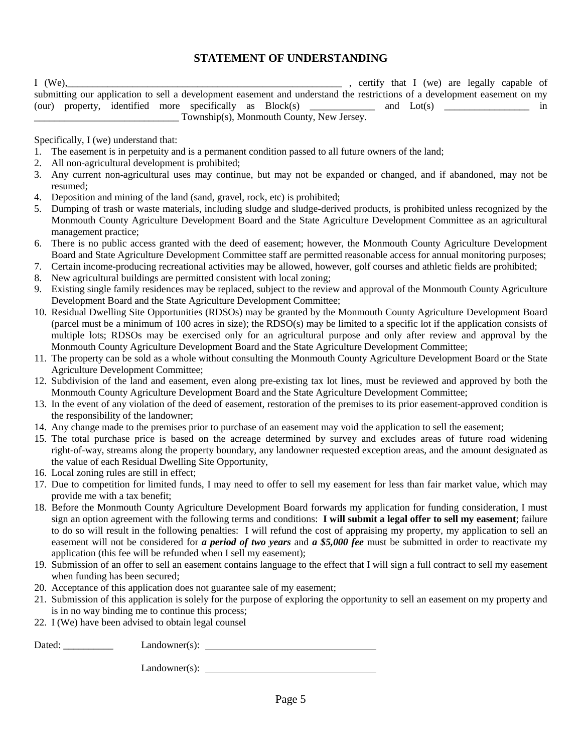## STATEMENT OF UNDERSTANDING

I (We),_________________________________________________________ , certify that I (we) are legally capable of submitting our application to sell a development easement and understand the restrictions of a development easement on my (our) property, identified more specifically as Block(s) _____________ and Lot(s) _________________ in _____________________________ Township(s), Monmouth County, New Jersey.

Specifically, I (we) understand that:

1. The easement is in perpetuity and is a permanent condition passed to all future owners of the land;
2. All non-agricultural development is prohibited;
3. Any current non-agricultural uses may continue, but may not be expanded or changed, and if abandoned, may not be resumed;
4. Deposition and mining of the land (sand, gravel, rock, etc) is prohibited;
5. Dumping of trash or waste materials, including sludge and sludge-derived products, is prohibited unless recognized by the Monmouth County Agriculture Development Board and the State Agriculture Development Committee as an agricultural management practice;
6. There is no public access granted with the deed of easement; however, the Monmouth County Agriculture Development Board and State Agriculture Development Committee staff are permitted reasonable access for annual monitoring purposes;
7. Certain income-producing recreational activities may be allowed, however, golf courses and athletic fields are prohibited;
8. New agricultural buildings are permitted consistent with local zoning;
9. Existing single family residences may be replaced, subject to the review and approval of the Monmouth County Agriculture Development Board and the State Agriculture Development Committee;
10. Residual Dwelling Site Opportunities (RDSOs) may be granted by the Monmouth County Agriculture Development Board (parcel must be a minimum of 100 acres in size); the RDSO(s) may be limited to a specific lot if the application consists of multiple lots; RDSOs may be exercised only for an agricultural purpose and only after review and approval by the Monmouth County Agriculture Development Board and the State Agriculture Development Committee;
11. The property can be sold as a whole without consulting the Monmouth County Agriculture Development Board or the State Agriculture Development Committee;
12. Subdivision of the land and easement, even along pre-existing tax lot lines, must be reviewed and approved by both the Monmouth County Agriculture Development Board and the State Agriculture Development Committee;
13. In the event of any violation of the deed of easement, restoration of the premises to its prior easement-approved condition is the responsibility of the landowner;
14. Any change made to the premises prior to purchase of an easement may void the application to sell the easement;
15. The total purchase price is based on the acreage determined by survey and excludes areas of future road widening right-of-way, streams along the property boundary, any landowner requested exception areas, and the amount designated as the value of each Residual Dwelling Site Opportunity,
16. Local zoning rules are still in effect;
17. Due to competition for limited funds, I may need to offer to sell my easement for less than fair market value, which may provide me with a tax benefit;
18. Before the Monmouth County Agriculture Development Board forwards my application for funding consideration, I must sign an option agreement with the following terms and conditions: **I will submit a legal offer to sell my easement**; failure to do so will result in the following penalties: I will refund the cost of appraising my property, my application to sell an easement will not be considered for ***a period of two years*** and ***a $5,000 fee*** must be submitted in order to reactivate my application (this fee will be refunded when I sell my easement);
19. Submission of an offer to sell an easement contains language to the effect that I will sign a full contract to sell my easement when funding has been secured;
20. Acceptance of this application does not guarantee sale of my easement;
21. Submission of this application is solely for the purpose of exploring the opportunity to sell an easement on my property and is in no way binding me to continue this process;
22. I (We) have been advised to obtain legal counsel

Dated: __________ Landowner(s): ________________________________

Landowner(s): ________________________________